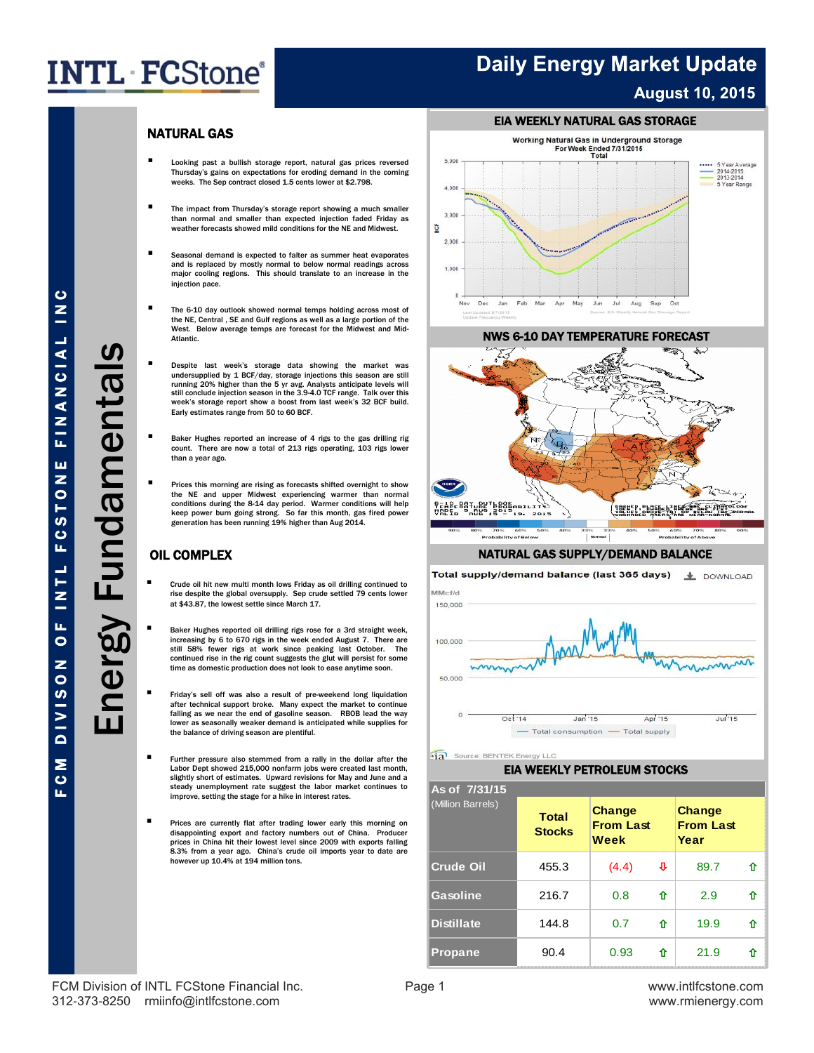# Daily Energy Market Update

**August 10, 2015**

## Energy Fundamentals

### NATURAL GAS

- Looking past a bullish storage report, natural gas prices reversed Thursday's gains on expectations for eroding demand in the coming weeks. The Sep contract closed 1.5 cents lower at $2.798.

- The impact from Thursday's storage report showing a much smaller than normal and smaller than expected injection faded Friday as weather forecasts showed mild conditions for the NE and Midwest.

- Seasonal demand is expected to falter as summer heat evaporates and is replaced by mostly normal to below normal readings across major cooling regions. This should translate to an increase in the injection pace.

- The 6-10 day outlook showed normal temps holding across most of the NE, Central , SE and Gulf regions as well as a large portion of the West. Below average temps are forecast for the Midwest and Mid-Atlantic.

- Despite last week's storage data showing the market was undersupplied by 1 BCF/day, storage injections this season are still running 20% higher than the 5 yr avg. Analysts anticipate levels will still conclude injection season in the 3.9-4.0 TCF range. Talk over this week's storage report show a boost from last week's 32 BCF build. Early estimates range from 50 to 60 BCF.

- Baker Hughes reported an increase of 4 rigs to the gas drilling rig count. There are now a total of 213 rigs operating, 103 rigs lower than a year ago.

- Prices this morning are rising as forecasts shifted overnight to show the NE and upper Midwest experiencing warmer than normal conditions during the 8-14 day period. Warmer conditions will help keep power burn going strong. So far this month, gas fired power generation has been running 19% higher than Aug 2014.

### OIL COMPLEX

- Crude oil hit new multi month lows Friday as oil drilling continued to rise despite the global oversupply. Sep crude settled 79 cents lower at $43.87, the lowest settle since March 17.

- Baker Hughes reported oil drilling rigs rose for a 3rd straight week, increasing by 6 to 670 rigs in the week ended August 7. There are still 58% fewer rigs at work since peaking last October. The continued rise in the rig count suggests the glut will persist for some time as domestic production does not look to ease anytime soon.

- Friday's sell off was also a result of pre-weekend long liquidation after technical support broke. Many expect the market to continue falling as we near the end of gasoline season. RBOB lead the way lower as seasonally weaker demand is anticipated while supplies for the balance of driving season are plentiful.

- Further pressure also stemmed from a rally in the dollar after the Labor Dept showed 215,000 nonfarm jobs were created last month, slightly short of estimates. Upward revisions for May and June and a steady unemployment rate suggest the labor market continues to improve, setting the stage for a hike in interest rates.

- Prices are currently flat after trading lower early this morning on disappointing export and factory numbers out of China. Producer prices in China hit their lowest level since 2009 with exports falling 8.3% from a year ago. China's crude oil imports year to date are however up 10.4% at 194 million tons.

### EIA WEEKLY NATURAL GAS STORAGE

### NWS 6-10 DAY TEMPERATURE FORECAST

### NATURAL GAS SUPPLY/DEMAND BALANCE

### EIA WEEKLY PETROLEUM STOCKS

| As of 7/31/15 (Million Barrels) | Total Stocks | Change From Last Week | Change From Last Year |
|---|---|---|---|
| Crude Oil | 455.3 | (4.4) ⇩ | 89.7 ⇧ |
| Gasoline | 216.7 | 0.8 ⇧ | 2.9 ⇧ |
| Distillate | 144.8 | 0.7 ⇧ | 19.9 ⇧ |
| Propane | 90.4 | 0.93 ⇧ | 21.9 ⇧ |

FCM Division of INTL FCStone Financial Inc.
312-373-8250 rmiinfo@intlfcstone.com
www.intlfcstone.com
www.rmienergy.com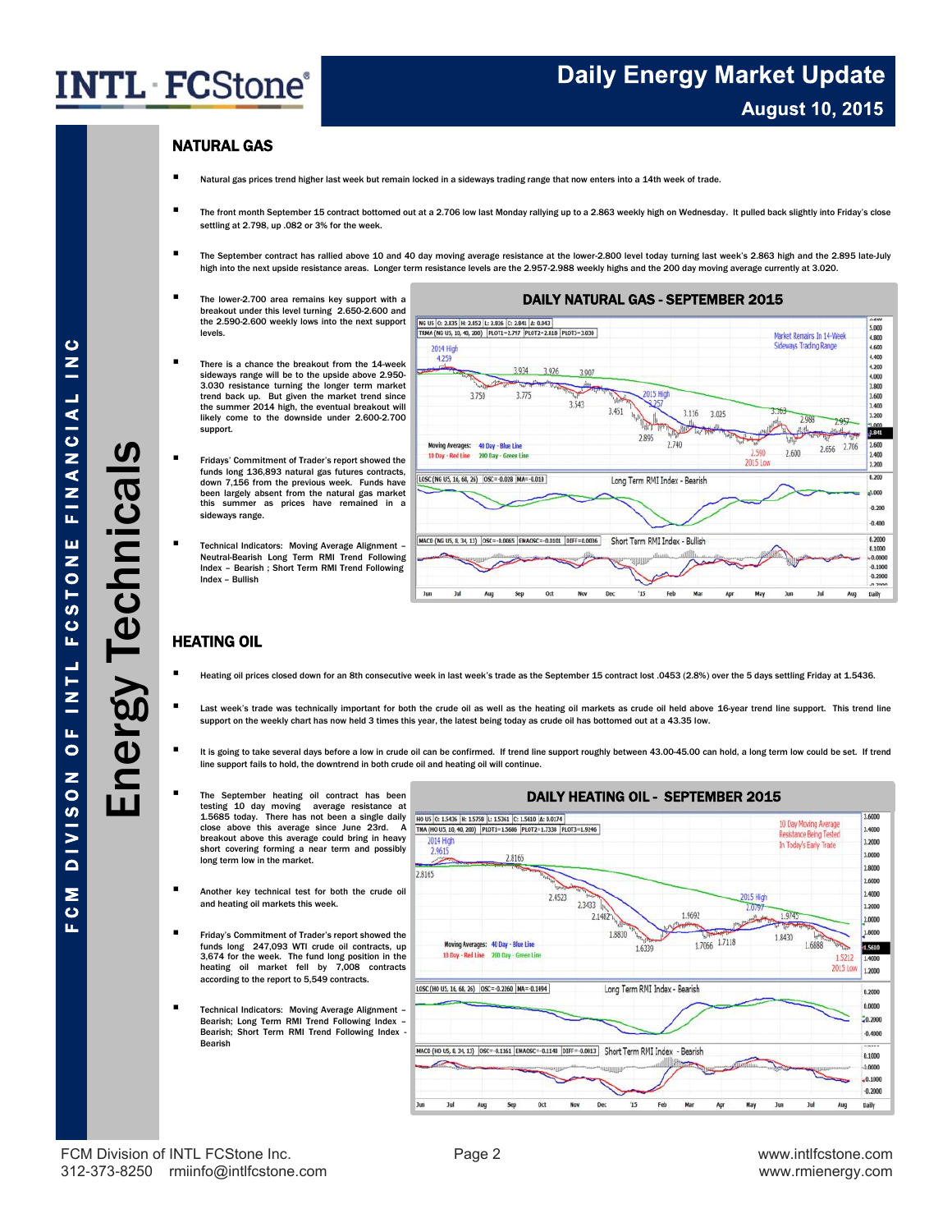## NATURAL GAS

- Natural gas prices trend higher last week but remain locked in a sideways trading range that now enters into a 14th week of trade.
- The front month September 15 contract bottomed out at a 2.706 low last Monday rallying up to a 2.863 weekly high on Wednesday. It pulled back slightly into Friday's close settling at 2.798, up .082 or 3% for the week.
- The September contract has rallied above 10 and 40 day moving average resistance at the lower-2.800 level today turning last week's 2.863 high and the 2.895 late-July high into the next upside resistance areas. Longer term resistance levels are the 2.957-2.988 weekly highs and the 200 day moving average currently at 3.020.
- The lower-2.700 area remains key support with a breakout under this level turning 2.650-2.600 and the 2.590-2.600 weekly lows into the next support levels.
- There is a chance the breakout from the 14-week sideways range will be to the upside above 2.950-3.030 resistance turning the longer term market trend back up. But given the market trend since the summer 2014 high, the eventual breakout will likely come to the downside under 2.600-2.700 support.
- Fridays' Commitment of Trader's report showed the funds long 136,893 natural gas futures contracts, down 7,156 from the previous week. Funds have been largely absent from the natural gas market this summer as prices have remained in a sideways range.
- Technical Indicators: Moving Average Alignment – Neutral-Bearish Long Term RMI Trend Following Index – Bearish ; Short Term RMI Trend Following Index – Bullish

**DAILY NATURAL GAS - SEPTEMBER 2015**

## HEATING OIL

- Heating oil prices closed down for an 8th consecutive week in last week's trade as the September 15 contract lost .0453 (2.8%) over the 5 days settling Friday at 1.5436.
- Last week's trade was technically important for both the crude oil as well as the heating oil markets as crude oil held above 16-year trend line support. This trend line support on the weekly chart has now held 3 times this year, the latest being today as crude oil has bottomed out at a 43.35 low.
- It is going to take several days before a low in crude oil can be confirmed. If trend line support roughly between 43.00-45.00 can hold, a long term low could be set. If trend line support fails to hold, the downtrend in both crude oil and heating oil will continue.
- The September heating oil contract has been testing 10 day moving average resistance at 1.5685 today. There has not been a single daily close above this average since June 23rd. A breakout above this average could bring in heavy short covering forming a near term and possibly long term low in the market.
- Another key technical test for both the crude oil and heating oil markets this week.
- Friday's Commitment of Trader's report showed the funds long 247,093 WTI crude oil contracts, up 3,674 for the week. The fund long position in the heating oil market fell by 7,008 contracts according to the report to 5,549 contracts.
- Technical Indicators: Moving Average Alignment – Bearish; Long Term RMI Trend Following Index - Bearish; Short Term RMI Trend Following Index - Bearish

**DAILY HEATING OIL - SEPTEMBER 2015**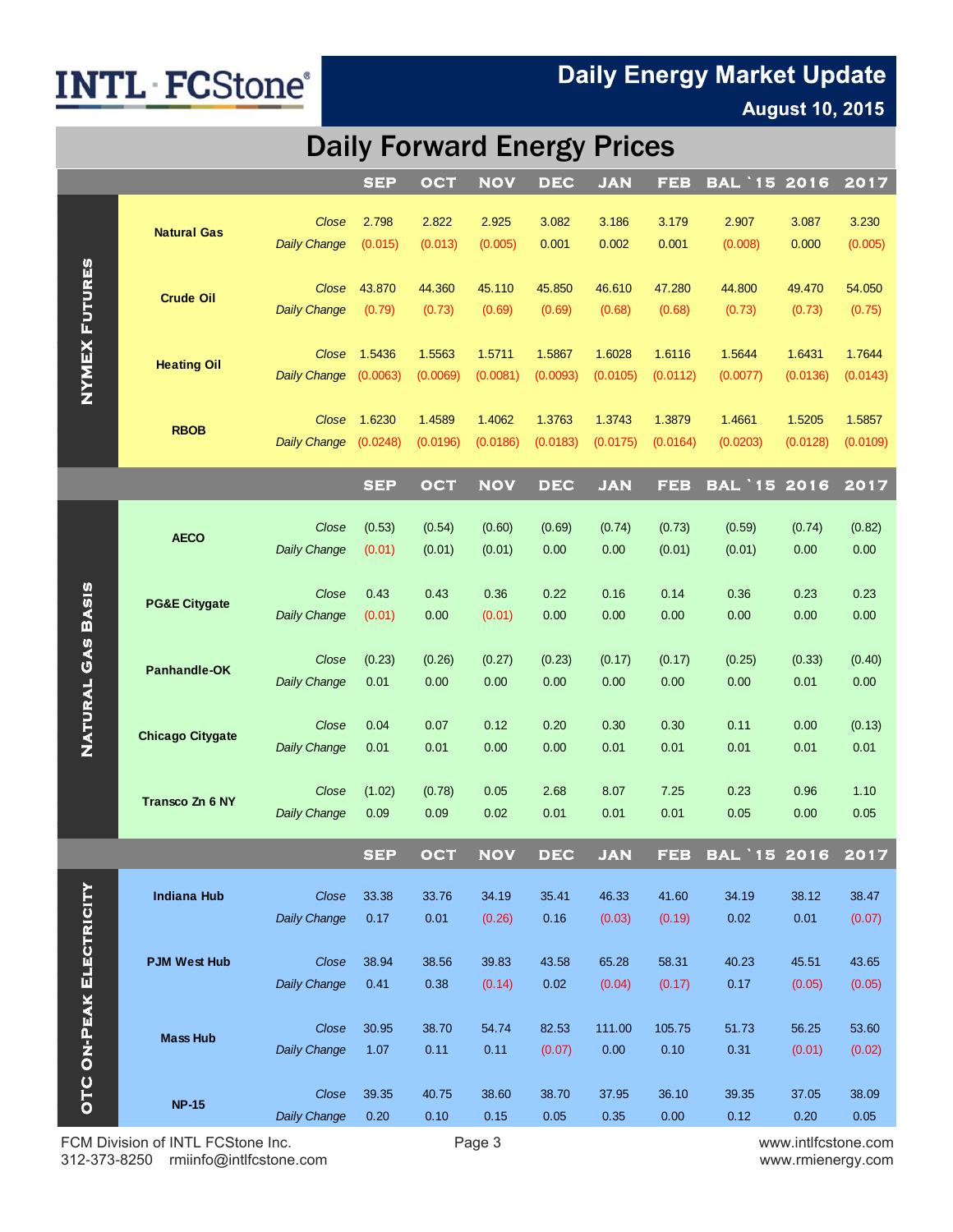# INTL FCStone

## Daily Energy Market Update

**August 10, 2015**

## Daily Forward Energy Prices

| NYMEX FUTURES | | | SEP | OCT | NOV | DEC | JAN | FEB | BAL `15 | 2016 | 2017 |
|---|---|---|---|---|---|---|---|---|---|---|---|
| | **Natural Gas** | *Close* | 2.798 | 2.822 | 2.925 | 3.082 | 3.186 | 3.179 | 2.907 | 3.087 | 3.230 |
| | | *Daily Change* | (0.015) | (0.013) | (0.005) | 0.001 | 0.002 | 0.001 | (0.008) | 0.000 | (0.005) |
| | **Crude Oil** | *Close* | 43.870 | 44.360 | 45.110 | 45.850 | 46.610 | 47.280 | 44.800 | 49.470 | 54.050 |
| | | *Daily Change* | (0.79) | (0.73) | (0.69) | (0.69) | (0.68) | (0.68) | (0.73) | (0.73) | (0.75) |
| | **Heating Oil** | *Close* | 1.5436 | 1.5563 | 1.5711 | 1.5867 | 1.6028 | 1.6116 | 1.5644 | 1.6431 | 1.7644 |
| | | *Daily Change* | (0.0063) | (0.0069) | (0.0081) | (0.0093) | (0.0105) | (0.0112) | (0.0077) | (0.0136) | (0.0143) |
| | **RBOB** | *Close* | 1.6230 | 1.4589 | 1.4062 | 1.3763 | 1.3743 | 1.3879 | 1.4661 | 1.5205 | 1.5857 |
| | | *Daily Change* | (0.0248) | (0.0196) | (0.0186) | (0.0183) | (0.0175) | (0.0164) | (0.0203) | (0.0128) | (0.0109) |

| NATURAL GAS BASIS | | | SEP | OCT | NOV | DEC | JAN | FEB | BAL `15 | 2016 | 2017 |
|---|---|---|---|---|---|---|---|---|---|---|---|
| | **AECO** | *Close* | (0.53) | (0.54) | (0.60) | (0.69) | (0.74) | (0.73) | (0.59) | (0.74) | (0.82) |
| | | *Daily Change* | (0.01) | (0.01) | (0.01) | 0.00 | 0.00 | (0.01) | (0.01) | 0.00 | 0.00 |
| | **PG&E Citygate** | *Close* | 0.43 | 0.43 | 0.36 | 0.22 | 0.16 | 0.14 | 0.36 | 0.23 | 0.23 |
| | | *Daily Change* | (0.01) | 0.00 | (0.01) | 0.00 | 0.00 | 0.00 | 0.00 | 0.00 | 0.00 |
| | **Panhandle-OK** | *Close* | (0.23) | (0.26) | (0.27) | (0.23) | (0.17) | (0.17) | (0.25) | (0.33) | (0.40) |
| | | *Daily Change* | 0.01 | 0.00 | 0.00 | 0.00 | 0.00 | 0.00 | 0.00 | 0.01 | 0.00 |
| | **Chicago Citygate** | *Close* | 0.04 | 0.07 | 0.12 | 0.20 | 0.30 | 0.30 | 0.11 | 0.00 | (0.13) |
| | | *Daily Change* | 0.01 | 0.01 | 0.00 | 0.00 | 0.01 | 0.01 | 0.01 | 0.01 | 0.01 |
| | **Transco Zn 6 NY** | *Close* | (1.02) | (0.78) | 0.05 | 2.68 | 8.07 | 7.25 | 0.23 | 0.96 | 1.10 |
| | | *Daily Change* | 0.09 | 0.09 | 0.02 | 0.01 | 0.01 | 0.01 | 0.05 | 0.00 | 0.05 |

| OTC ON-PEAK ELECTRICITY | | | SEP | OCT | NOV | DEC | JAN | FEB | BAL `15 | 2016 | 2017 |
|---|---|---|---|---|---|---|---|---|---|---|---|
| | **Indiana Hub** | *Close* | 33.38 | 33.76 | 34.19 | 35.41 | 46.33 | 41.60 | 34.19 | 38.12 | 38.47 |
| | | *Daily Change* | 0.17 | 0.01 | (0.26) | 0.16 | (0.03) | (0.19) | 0.02 | 0.01 | (0.07) |
| | **PJM West Hub** | *Close* | 38.94 | 38.56 | 39.83 | 43.58 | 65.28 | 58.31 | 40.23 | 45.51 | 43.65 |
| | | *Daily Change* | 0.41 | 0.38 | (0.14) | 0.02 | (0.04) | (0.17) | 0.17 | (0.05) | (0.05) |
| | **Mass Hub** | *Close* | 30.95 | 38.70 | 54.74 | 82.53 | 111.00 | 105.75 | 51.73 | 56.25 | 53.60 |
| | | *Daily Change* | 1.07 | 0.11 | 0.11 | (0.07) | 0.00 | 0.10 | 0.31 | (0.01) | (0.02) |
| | **NP-15** | *Close* | 39.35 | 40.75 | 38.60 | 38.70 | 37.95 | 36.10 | 39.35 | 37.05 | 38.09 |
| | | *Daily Change* | 0.20 | 0.10 | 0.15 | 0.05 | 0.35 | 0.00 | 0.12 | 0.20 | 0.05 |

FCM Division of INTL FCStone Inc.
312-373-8250 rmiinfo@intlfcstone.com

www.intlfcstone.com
www.rmienergy.com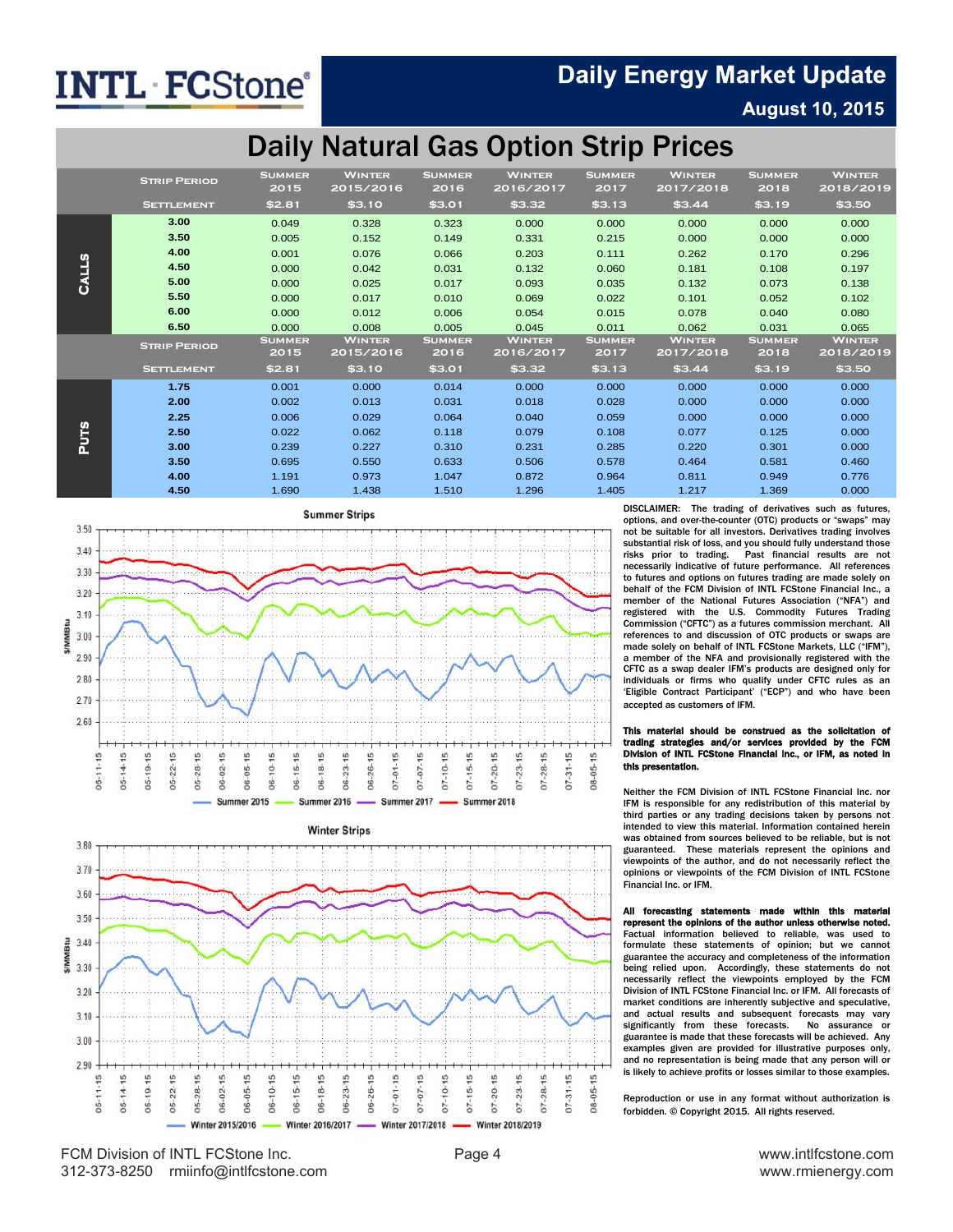# Daily Energy Market Update

August 10, 2015

## Daily Natural Gas Option Strip Prices

| | Strip Period | Summer 2015 | Winter 2015/2016 | Summer 2016 | Winter 2016/2017 | Summer 2017 | Winter 2017/2018 | Summer 2018 | Winter 2018/2019 |
|---|---|---|---|---|---|---|---|---|---|
| | Settlement | $2.81 | $3.10 | $3.01 | $3.32 | $3.13 | $3.44 | $3.19 | $3.50 |
| Calls | 3.00 | 0.049 | 0.328 | 0.323 | 0.000 | 0.000 | 0.000 | 0.000 | 0.000 |
| Calls | 3.50 | 0.005 | 0.152 | 0.149 | 0.331 | 0.215 | 0.000 | 0.000 | 0.000 |
| Calls | 4.00 | 0.001 | 0.076 | 0.066 | 0.203 | 0.111 | 0.262 | 0.170 | 0.296 |
| Calls | 4.50 | 0.000 | 0.042 | 0.031 | 0.132 | 0.060 | 0.181 | 0.108 | 0.197 |
| Calls | 5.00 | 0.000 | 0.025 | 0.017 | 0.093 | 0.035 | 0.132 | 0.073 | 0.138 |
| Calls | 5.50 | 0.000 | 0.017 | 0.010 | 0.069 | 0.022 | 0.101 | 0.052 | 0.102 |
| Calls | 6.00 | 0.000 | 0.012 | 0.006 | 0.054 | 0.015 | 0.078 | 0.040 | 0.080 |
| Calls | 6.50 | 0.000 | 0.008 | 0.005 | 0.045 | 0.011 | 0.062 | 0.031 | 0.065 |
| | Strip Period | Summer 2015 | Winter 2015/2016 | Summer 2016 | Winter 2016/2017 | Summer 2017 | Winter 2017/2018 | Summer 2018 | Winter 2018/2019 |
| | Settlement | $2.81 | $3.10 | $3.01 | $3.32 | $3.13 | $3.44 | $3.19 | $3.50 |
| Puts | 1.75 | 0.001 | 0.000 | 0.014 | 0.000 | 0.000 | 0.000 | 0.000 | 0.000 |
| Puts | 2.00 | 0.002 | 0.013 | 0.031 | 0.018 | 0.028 | 0.000 | 0.000 | 0.000 |
| Puts | 2.25 | 0.006 | 0.029 | 0.064 | 0.040 | 0.059 | 0.000 | 0.000 | 0.000 |
| Puts | 2.50 | 0.022 | 0.062 | 0.118 | 0.079 | 0.108 | 0.077 | 0.125 | 0.000 |
| Puts | 3.00 | 0.239 | 0.227 | 0.310 | 0.231 | 0.285 | 0.220 | 0.301 | 0.000 |
| Puts | 3.50 | 0.695 | 0.550 | 0.633 | 0.506 | 0.578 | 0.464 | 0.581 | 0.460 |
| Puts | 4.00 | 1.191 | 0.973 | 1.047 | 0.872 | 0.964 | 0.811 | 0.949 | 0.776 |
| Puts | 4.50 | 1.690 | 1.438 | 1.510 | 1.296 | 1.405 | 1.217 | 1.369 | 0.000 |

Summer Strips

$/MMBtu

3.50
3.40
3.30
3.20
3.10
3.00
2.90
2.80
2.70
2.60

05-11-15, 05-14-15, 05-19-15, 05-22-15, 05-28-15, 06-02-15, 06-05-15, 06-10-15, 06-15-15, 06-18-15, 06-23-15, 06-26-15, 07-01-15, 07-07-15, 07-10-15, 07-15-15, 07-20-15, 07-23-15, 07-28-15, 07-31-15, 08-05-15

Summer 2015, Summer 2016, Summer 2017, Summer 2018

Winter Strips

$/MMBtu

3.80
3.70
3.60
3.50
3.40
3.30
3.20
3.10
3.00
2.90

05-11-15, 05-14-15, 05-19-15, 05-22-15, 05-28-15, 06-02-15, 06-05-15, 06-10-15, 06-15-15, 06-18-15, 06-23-15, 06-26-15, 07-01-15, 07-07-15, 07-10-15, 07-15-15, 07-20-15, 07-23-15, 07-28-15, 07-31-15, 08-05-15

Winter 2015/2016, Winter 2016/2017, Winter 2017/2018, Winter 2018/2019

DISCLAIMER: The trading of derivatives such as futures, options, and over-the-counter (OTC) products or "swaps" may not be suitable for all investors. Derivatives trading involves substantial risk of loss, and you should fully understand those risks prior to trading. Past financial results are not necessarily indicative of future performance. All references to futures and options on futures trading are made solely on behalf of the FCM Division of INTL FCStone Financial Inc., a member of the National Futures Association ("NFA") and registered with the U.S. Commodity Futures Trading Commission ("CFTC") as a futures commission merchant. All references to and discussion of OTC products or swaps are made solely on behalf of INTL FCStone Markets, LLC ("IFM"), a member of the NFA and provisionally registered with the CFTC as a swap dealer IFM's products are designed only for individuals or firms who qualify under CFTC rules as an 'Eligible Contract Participant' ("ECP") and who have been accepted as customers of IFM.

**This material should be construed as the solicitation of trading strategies and/or services provided by the FCM Division of INTL FCStone Financial Inc., or IFM, as noted in this presentation.**

Neither the FCM Division of INTL FCStone Financial Inc. nor IFM is responsible for any redistribution of this material by third parties or any trading decisions taken by persons not intended to view this material. Information contained herein was obtained from sources believed to be reliable, but is not guaranteed. These materials represent the opinions and viewpoints of the author, and do not necessarily reflect the opinions or viewpoints of the FCM Division of INTL FCStone Financial Inc. or IFM.

**All forecasting statements made within this material represent the opinions of the author unless otherwise noted.** Factual information believed to reliable, was used to formulate these statements of opinion; but we cannot guarantee the accuracy and completeness of the information being relied upon. Accordingly, these statements do not necessarily reflect the viewpoints employed by the FCM Division of INTL FCStone Financial Inc. or IFM. All forecasts of market conditions are inherently subjective and speculative, and actual results and subsequent forecasts may vary significantly from these forecasts. No assurance or guarantee is made that these forecasts will be achieved. Any examples given are provided for illustrative purposes only, and no representation is being made that any person will or is likely to achieve profits or losses similar to those examples.

Reproduction or use in any format without authorization is forbidden. © Copyright 2015. All rights reserved.

FCM Division of INTL FCStone Inc.
312-373-8250 rmiinfo@intlfcstone.com

www.intlfcstone.com
www.rmienergy.com